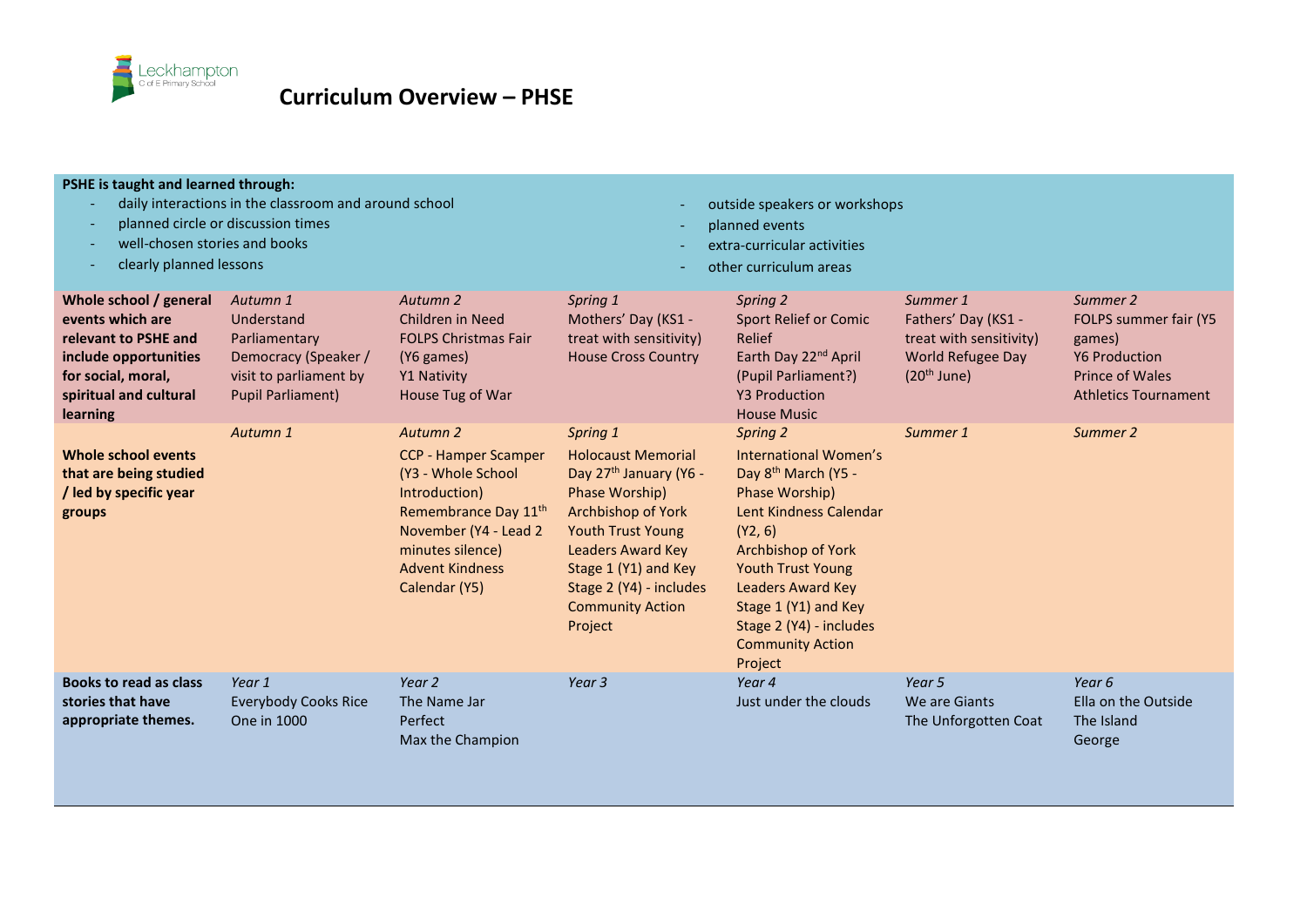Leckhampton C of E Primary School

# Curriculum Overview – PHSE

**PSHE is taught and learned through:**

- daily interactions in the classroom and around school
- planned circle or discussion times
- well-chosen stories and books
- clearly planned lessons
- outside speakers or workshops
- planned events
- extra-curricular activities
- other curriculum areas

| | | | | | | |
|---|---|---|---|---|---|---|
| **Whole school / general events which are relevant to PSHE and include opportunities for social, moral, spiritual and cultural learning** | *Autumn 1*<br>Understand Parliamentary Democracy (Speaker / visit to parliament by Pupil Parliament) | *Autumn 2*<br>Children in Need<br>FOLPS Christmas Fair (Y6 games)<br>Y1 Nativity<br>House Tug of War | *Spring 1*<br>Mothers' Day (KS1 - treat with sensitivity)<br>House Cross Country | *Spring 2*<br>Sport Relief or Comic Relief<br>Earth Day 22nd April (Pupil Parliament?)<br>Y3 Production<br>House Music | *Summer 1*<br>Fathers' Day (KS1 - treat with sensitivity)<br>World Refugee Day (20th June) | *Summer 2*<br>FOLPS summer fair (Y5 games)<br>Y6 Production<br>Prince of Wales Athletics Tournament |
| **Whole school events that are being studied / led by specific year groups** | *Autumn 1* | *Autumn 2*<br>CCP - Hamper Scamper (Y3 - Whole School Introduction)<br>Remembrance Day 11th November (Y4 - Lead 2 minutes silence)<br>Advent Kindness Calendar (Y5) | *Spring 1*<br>Holocaust Memorial Day 27th January (Y6 - Phase Worship)<br>Archbishop of York Youth Trust Young Leaders Award Key Stage 1 (Y1) and Key Stage 2 (Y4) - includes Community Action Project | *Spring 2*<br>International Women's Day 8th March (Y5 - Phase Worship)<br>Lent Kindness Calendar (Y2, 6)<br>Archbishop of York Youth Trust Young Leaders Award Key Stage 1 (Y1) and Key Stage 2 (Y4) - includes Community Action Project | *Summer 1* | *Summer 2* |
| **Books to read as class stories that have appropriate themes.** | *Year 1*<br>Everybody Cooks Rice<br>One in 1000 | *Year 2*<br>The Name Jar<br>Perfect<br>Max the Champion | *Year 3* | *Year 4*<br>Just under the clouds | *Year 5*<br>We are Giants<br>The Unforgotten Coat | *Year 6*<br>Ella on the Outside<br>The Island<br>George |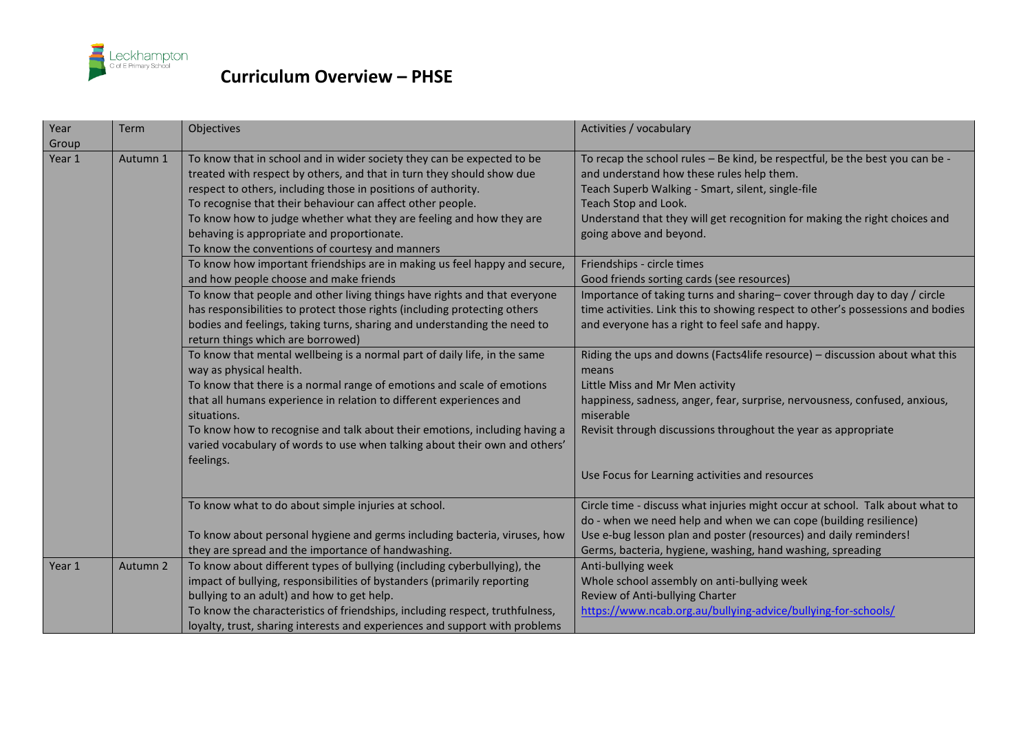# Curriculum Overview – PHSE

| Year Group | Term | Objectives | Activities / vocabulary |
| --- | --- | --- | --- |
| Year 1 | Autumn 1 | To know that in school and in wider society they can be expected to be treated with respect by others, and that in turn they should show due respect to others, including those in positions of authority.<br>To recognise that their behaviour can affect other people.<br>To know how to judge whether what they are feeling and how they are behaving is appropriate and proportionate.<br>To know the conventions of courtesy and manners | To recap the school rules – Be kind, be respectful, be the best you can be - and understand how these rules help them.<br>Teach Superb Walking - Smart, silent, single-file<br>Teach Stop and Look.<br>Understand that they will get recognition for making the right choices and going above and beyond. |
| | | To know how important friendships are in making us feel happy and secure, and how people choose and make friends | Friendships - circle times<br>Good friends sorting cards (see resources) |
| | | To know that people and other living things have rights and that everyone has responsibilities to protect those rights (including protecting others bodies and feelings, taking turns, sharing and understanding the need to return things which are borrowed) | Importance of taking turns and sharing– cover through day to day / circle time activities. Link this to showing respect to other's possessions and bodies and everyone has a right to feel safe and happy. |
| | | To know that mental wellbeing is a normal part of daily life, in the same way as physical health.<br>To know that there is a normal range of emotions and scale of emotions that all humans experience in relation to different experiences and situations.<br>To know how to recognise and talk about their emotions, including having a varied vocabulary of words to use when talking about their own and others' feelings. | Riding the ups and downs (Facts4life resource) – discussion about what this means<br>Little Miss and Mr Men activity<br>happiness, sadness, anger, fear, surprise, nervousness, confused, anxious, miserable<br>Revisit through discussions throughout the year as appropriate<br><br>Use Focus for Learning activities and resources |
| | | To know what to do about simple injuries at school.<br><br>To know about personal hygiene and germs including bacteria, viruses, how they are spread and the importance of handwashing. | Circle time - discuss what injuries might occur at school. Talk about what to do - when we need help and when we can cope (building resilience)<br>Use e-bug lesson plan and poster (resources) and daily reminders!<br>Germs, bacteria, hygiene, washing, hand washing, spreading |
| Year 1 | Autumn 2 | To know about different types of bullying (including cyberbullying), the impact of bullying, responsibilities of bystanders (primarily reporting bullying to an adult) and how to get help.<br>To know the characteristics of friendships, including respect, truthfulness, loyalty, trust, sharing interests and experiences and support with problems | Anti-bullying week<br>Whole school assembly on anti-bullying week<br>Review of Anti-bullying Charter<br>https://www.ncab.org.au/bullying-advice/bullying-for-schools/ |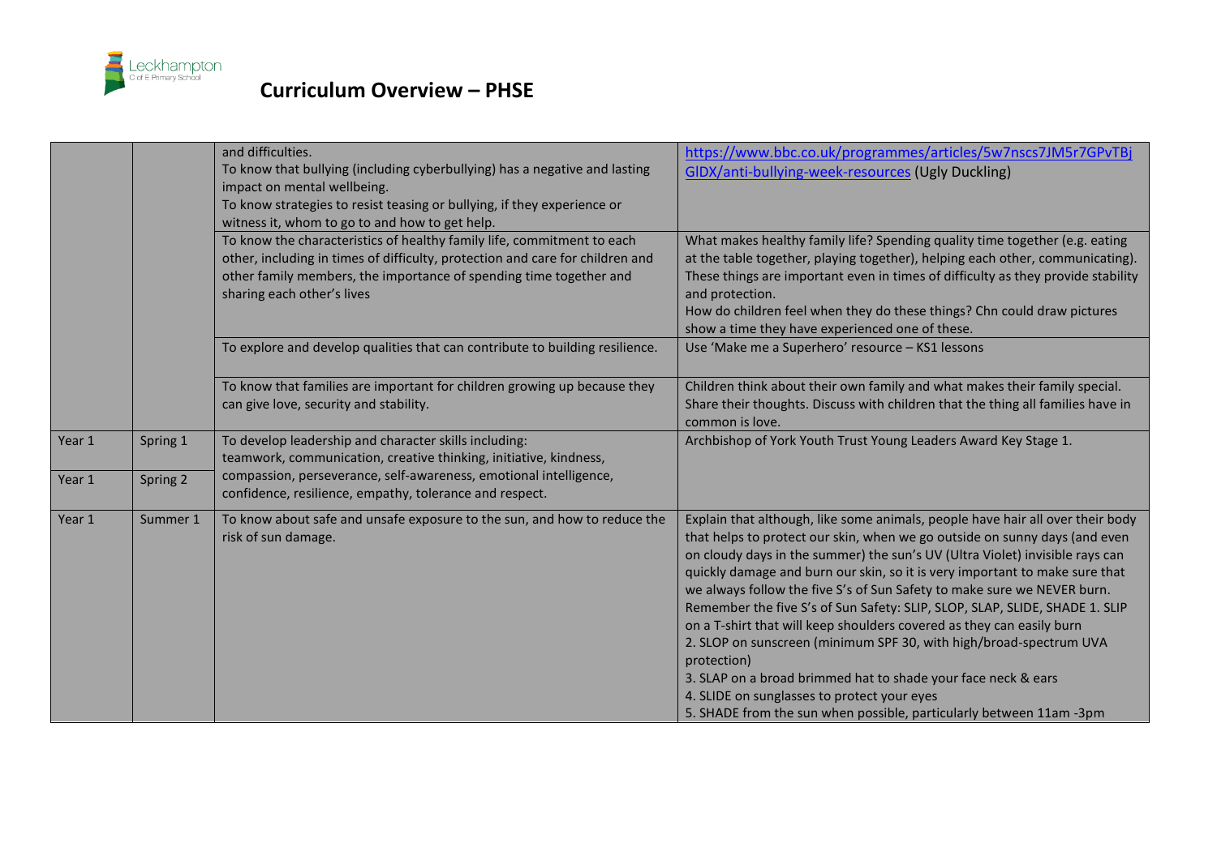# Curriculum Overview – PHSE

| | | | |
|---|---|---|---|
| | | and difficulties. To know that bullying (including cyberbullying) has a negative and lasting impact on mental wellbeing. To know strategies to resist teasing or bullying, if they experience or witness it, whom to go to and how to get help. | [https://www.bbc.co.uk/programmes/articles/5w7nscs7JM5r7GPvTBjGIDX/anti-bullying-week-resources](https://www.bbc.co.uk/programmes/articles/5w7nscs7JM5r7GPvTBjGIDX/anti-bullying-week-resources) (Ugly Duckling) |
| | | To know the characteristics of healthy family life, commitment to each other, including in times of difficulty, protection and care for children and other family members, the importance of spending time together and sharing each other's lives | What makes healthy family life? Spending quality time together (e.g. eating at the table together, playing together), helping each other, communicating). These things are important even in times of difficulty as they provide stability and protection. How do children feel when they do these things? Chn could draw pictures show a time they have experienced one of these. |
| | | To explore and develop qualities that can contribute to building resilience. | Use 'Make me a Superhero' resource – KS1 lessons |
| | | To know that families are important for children growing up because they can give love, security and stability. | Children think about their own family and what makes their family special. Share their thoughts. Discuss with children that the thing all families have in common is love. |
| Year 1 | Spring 1 | To develop leadership and character skills including: teamwork, communication, creative thinking, initiative, kindness, compassion, perseverance, self-awareness, emotional intelligence, confidence, resilience, empathy, tolerance and respect. | Archbishop of York Youth Trust Young Leaders Award Key Stage 1. |
| Year 1 | Spring 2 | | |
| Year 1 | Summer 1 | To know about safe and unsafe exposure to the sun, and how to reduce the risk of sun damage. | Explain that although, like some animals, people have hair all over their body that helps to protect our skin, when we go outside on sunny days (and even on cloudy days in the summer) the sun's UV (Ultra Violet) invisible rays can quickly damage and burn our skin, so it is very important to make sure that we always follow the five S's of Sun Safety to make sure we NEVER burn. Remember the five S's of Sun Safety: SLIP, SLOP, SLAP, SLIDE, SHADE 1. SLIP on a T-shirt that will keep shoulders covered as they can easily burn 2. SLOP on sunscreen (minimum SPF 30, with high/broad-spectrum UVA protection) 3. SLAP on a broad brimmed hat to shade your face neck & ears 4. SLIDE on sunglasses to protect your eyes 5. SHADE from the sun when possible, particularly between 11am -3pm |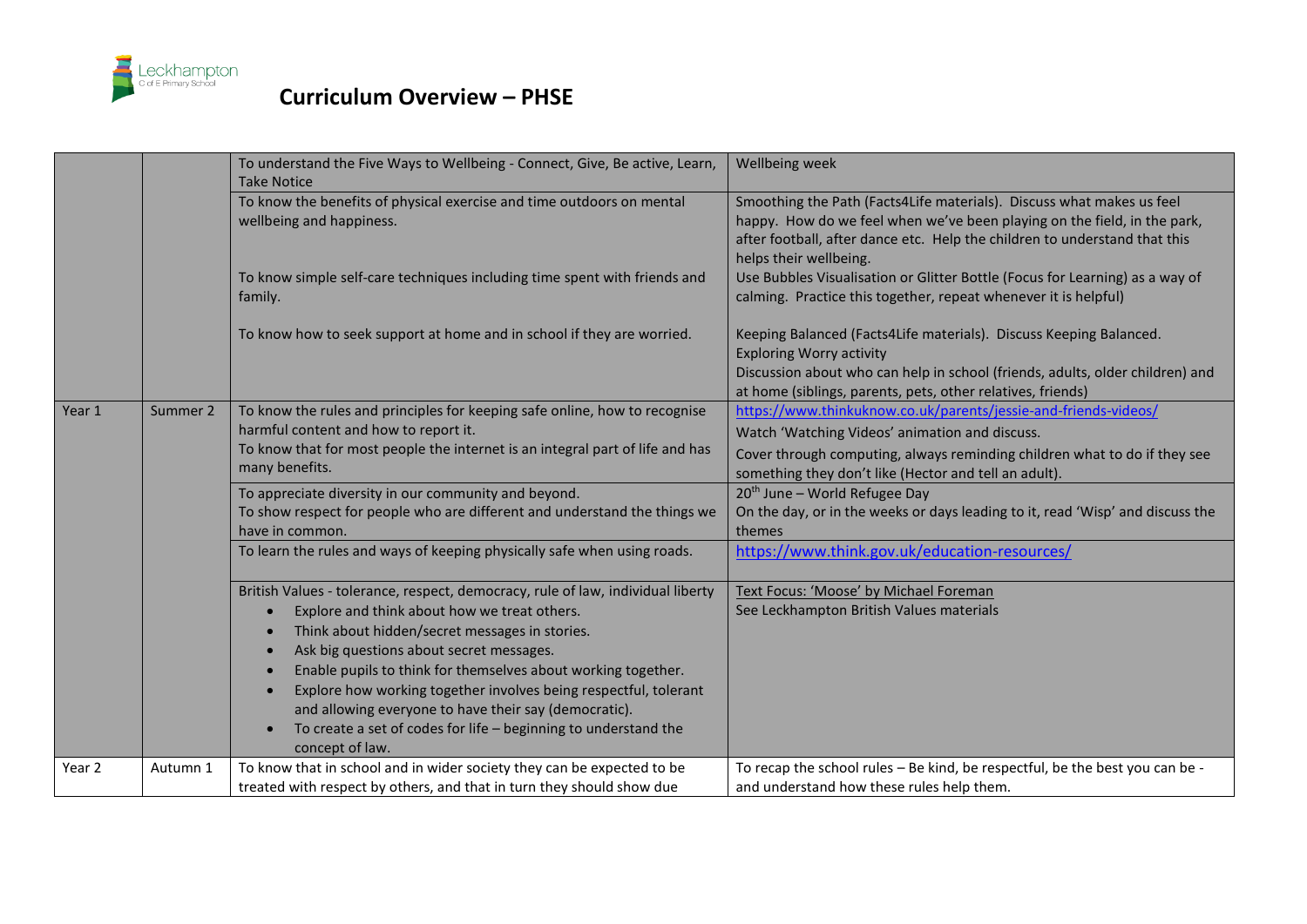# Curriculum Overview – PHSE

| | | | |
|---|---|---|---|
| | | To understand the Five Ways to Wellbeing - Connect, Give, Be active, Learn, Take Notice | Wellbeing week |
| | | To know the benefits of physical exercise and time outdoors on mental wellbeing and happiness.<br><br>To know simple self-care techniques including time spent with friends and family.<br><br>To know how to seek support at home and in school if they are worried. | Smoothing the Path (Facts4Life materials). Discuss what makes us feel happy. How do we feel when we've been playing on the field, in the park, after football, after dance etc. Help the children to understand that this helps their wellbeing.<br>Use Bubbles Visualisation or Glitter Bottle (Focus for Learning) as a way of calming. Practice this together, repeat whenever it is helpful)<br><br>Keeping Balanced (Facts4Life materials). Discuss Keeping Balanced.<br>Exploring Worry activity<br>Discussion about who can help in school (friends, adults, older children) and at home (siblings, parents, pets, other relatives, friends) |
| Year 1 | Summer 2 | To know the rules and principles for keeping safe online, how to recognise harmful content and how to report it.<br>To know that for most people the internet is an integral part of life and has many benefits. | https://www.thinkuknow.co.uk/parents/jessie-and-friends-videos/<br>Watch 'Watching Videos' animation and discuss.<br>Cover through computing, always reminding children what to do if they see something they don't like (Hector and tell an adult). |
| | | To appreciate diversity in our community and beyond.<br>To show respect for people who are different and understand the things we have in common. | 20th June – World Refugee Day<br>On the day, or in the weeks or days leading to it, read 'Wisp' and discuss the themes |
| | | To learn the rules and ways of keeping physically safe when using roads. | https://www.think.gov.uk/education-resources/ |
| | | British Values - tolerance, respect, democracy, rule of law, individual liberty<br>• Explore and think about how we treat others.<br>• Think about hidden/secret messages in stories.<br>• Ask big questions about secret messages.<br>• Enable pupils to think for themselves about working together.<br>• Explore how working together involves being respectful, tolerant and allowing everyone to have their say (democratic).<br>• To create a set of codes for life – beginning to understand the concept of law. | Text Focus: 'Moose' by Michael Foreman<br>See Leckhampton British Values materials |
| Year 2 | Autumn 1 | To know that in school and in wider society they can be expected to be treated with respect by others, and that in turn they should show due | To recap the school rules – Be kind, be respectful, be the best you can be - and understand how these rules help them. |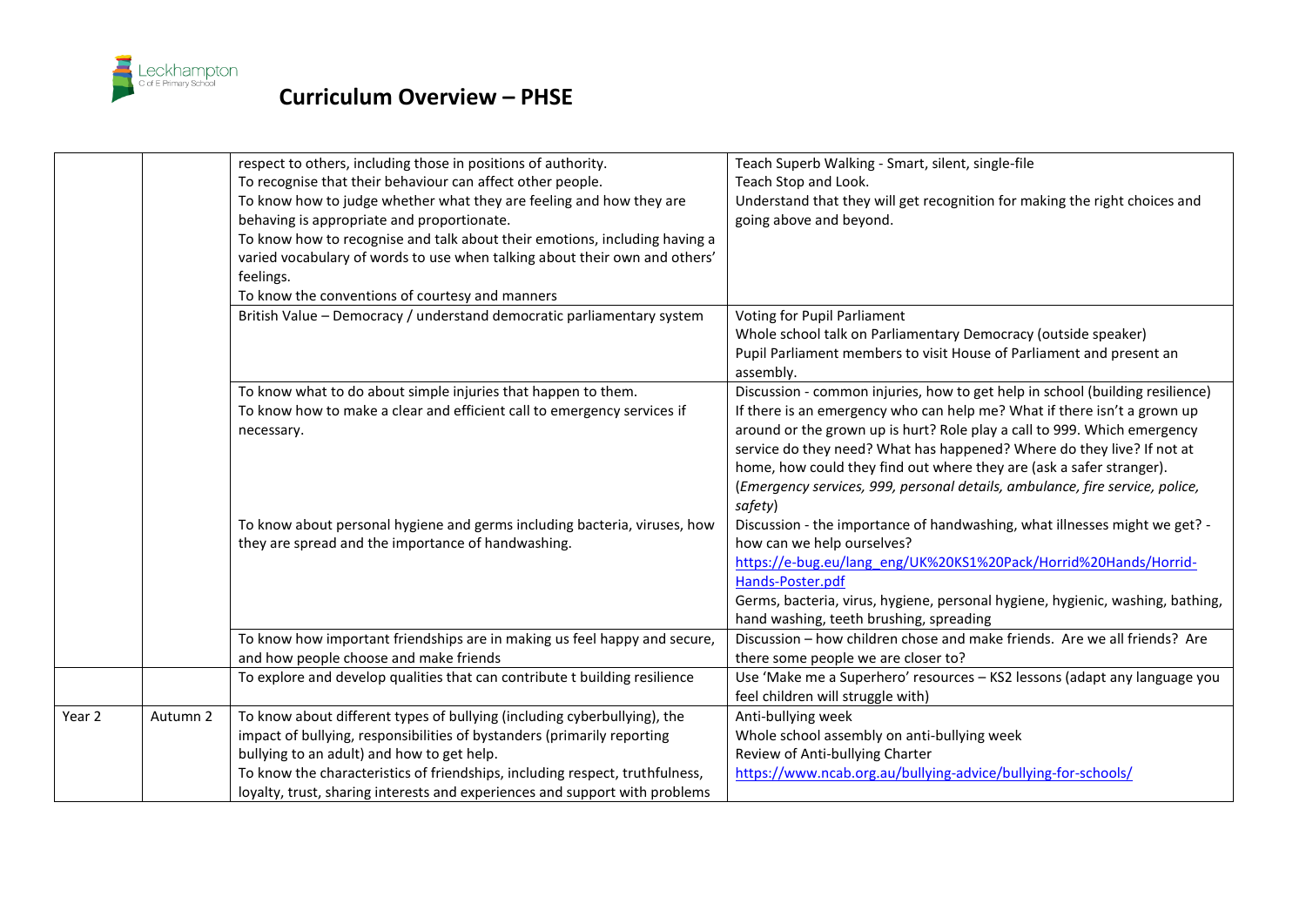# Curriculum Overview – PHSE

| | | | |
|---|---|---|---|
| | | respect to others, including those in positions of authority.<br>To recognise that their behaviour can affect other people.<br>To know how to judge whether what they are feeling and how they are behaving is appropriate and proportionate.<br>To know how to recognise and talk about their emotions, including having a varied vocabulary of words to use when talking about their own and others' feelings.<br>To know the conventions of courtesy and manners | Teach Superb Walking - Smart, silent, single-file<br>Teach Stop and Look.<br>Understand that they will get recognition for making the right choices and going above and beyond. |
| | | British Value – Democracy / understand democratic parliamentary system | Voting for Pupil Parliament<br>Whole school talk on Parliamentary Democracy (outside speaker)<br>Pupil Parliament members to visit House of Parliament and present an assembly. |
| | | To know what to do about simple injuries that happen to them.<br>To know how to make a clear and efficient call to emergency services if necessary.<br><br>To know about personal hygiene and germs including bacteria, viruses, how they are spread and the importance of handwashing. | Discussion - common injuries, how to get help in school (building resilience)<br>If there is an emergency who can help me? What if there isn't a grown up around or the grown up is hurt? Role play a call to 999. Which emergency service do they need? What has happened? Where do they live? If not at home, how could they find out where they are (ask a safer stranger).<br>(*Emergency services, 999, personal details, ambulance, fire service, police, safety*)<br>Discussion - the importance of handwashing, what illnesses might we get? - how can we help ourselves?<br>https://e-bug.eu/lang_eng/UK%20KS1%20Pack/Horrid%20Hands/Horrid-Hands-Poster.pdf<br>Germs, bacteria, virus, hygiene, personal hygiene, hygienic, washing, bathing, hand washing, teeth brushing, spreading |
| | | To know how important friendships are in making us feel happy and secure, and how people choose and make friends | Discussion – how children chose and make friends. Are we all friends? Are there some people we are closer to? |
| | | To explore and develop qualities that can contribute t building resilience | Use 'Make me a Superhero' resources – KS2 lessons (adapt any language you feel children will struggle with) |
| Year 2 | Autumn 2 | To know about different types of bullying (including cyberbullying), the impact of bullying, responsibilities of bystanders (primarily reporting bullying to an adult) and how to get help.<br>To know the characteristics of friendships, including respect, truthfulness, loyalty, trust, sharing interests and experiences and support with problems | Anti-bullying week<br>Whole school assembly on anti-bullying week<br>Review of Anti-bullying Charter<br>https://www.ncab.org.au/bullying-advice/bullying-for-schools/ |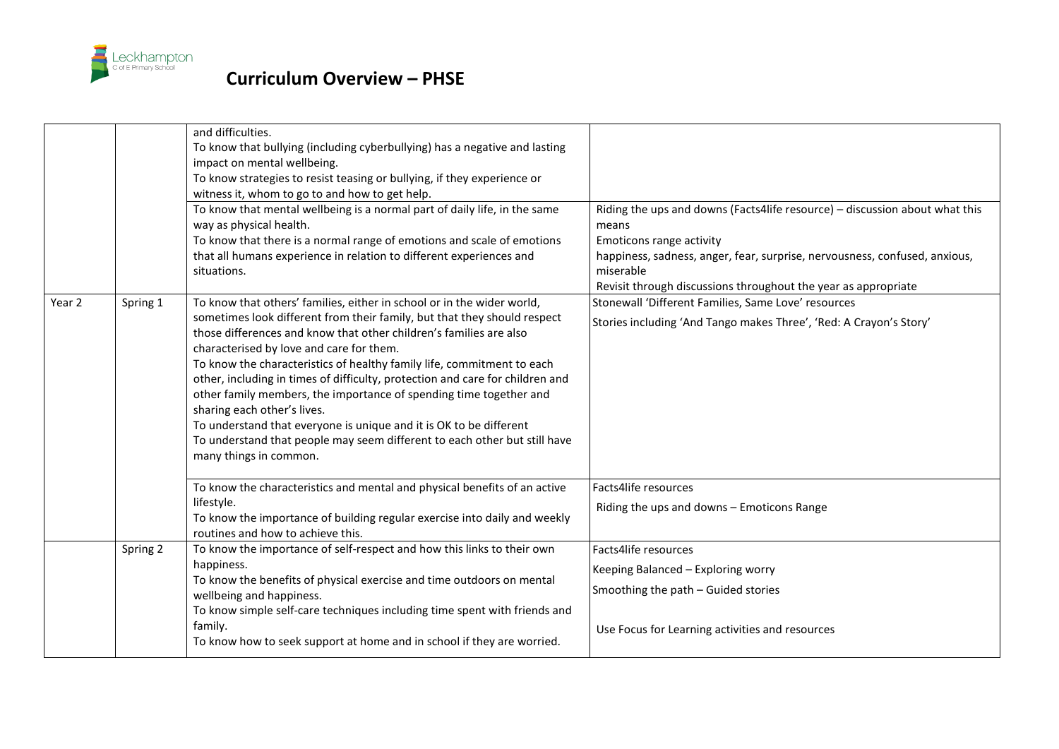# Curriculum Overview – PHSE

| | | | |
|---|---|---|---|
| | | and difficulties.<br>To know that bullying (including cyberbullying) has a negative and lasting impact on mental wellbeing.<br>To know strategies to resist teasing or bullying, if they experience or witness it, whom to go to and how to get help. | |
| | | To know that mental wellbeing is a normal part of daily life, in the same way as physical health.<br>To know that there is a normal range of emotions and scale of emotions that all humans experience in relation to different experiences and situations. | Riding the ups and downs (Facts4life resource) – discussion about what this means<br>Emoticons range activity<br>happiness, sadness, anger, fear, surprise, nervousness, confused, anxious, miserable<br>Revisit through discussions throughout the year as appropriate |
| Year 2 | Spring 1 | To know that others' families, either in school or in the wider world, sometimes look different from their family, but that they should respect those differences and know that other children's families are also characterised by love and care for them.<br>To know the characteristics of healthy family life, commitment to each other, including in times of difficulty, protection and care for children and other family members, the importance of spending time together and sharing each other's lives.<br>To understand that everyone is unique and it is OK to be different<br>To understand that people may seem different to each other but still have many things in common. | Stonewall 'Different Families, Same Love' resources<br>Stories including 'And Tango makes Three', 'Red: A Crayon's Story' |
| | | To know the characteristics and mental and physical benefits of an active lifestyle.<br>To know the importance of building regular exercise into daily and weekly routines and how to achieve this. | Facts4life resources<br>Riding the ups and downs – Emoticons Range |
| | Spring 2 | To know the importance of self-respect and how this links to their own happiness.<br>To know the benefits of physical exercise and time outdoors on mental wellbeing and happiness.<br>To know simple self-care techniques including time spent with friends and family.<br>To know how to seek support at home and in school if they are worried. | Facts4life resources<br>Keeping Balanced – Exploring worry<br>Smoothing the path – Guided stories<br>Use Focus for Learning activities and resources |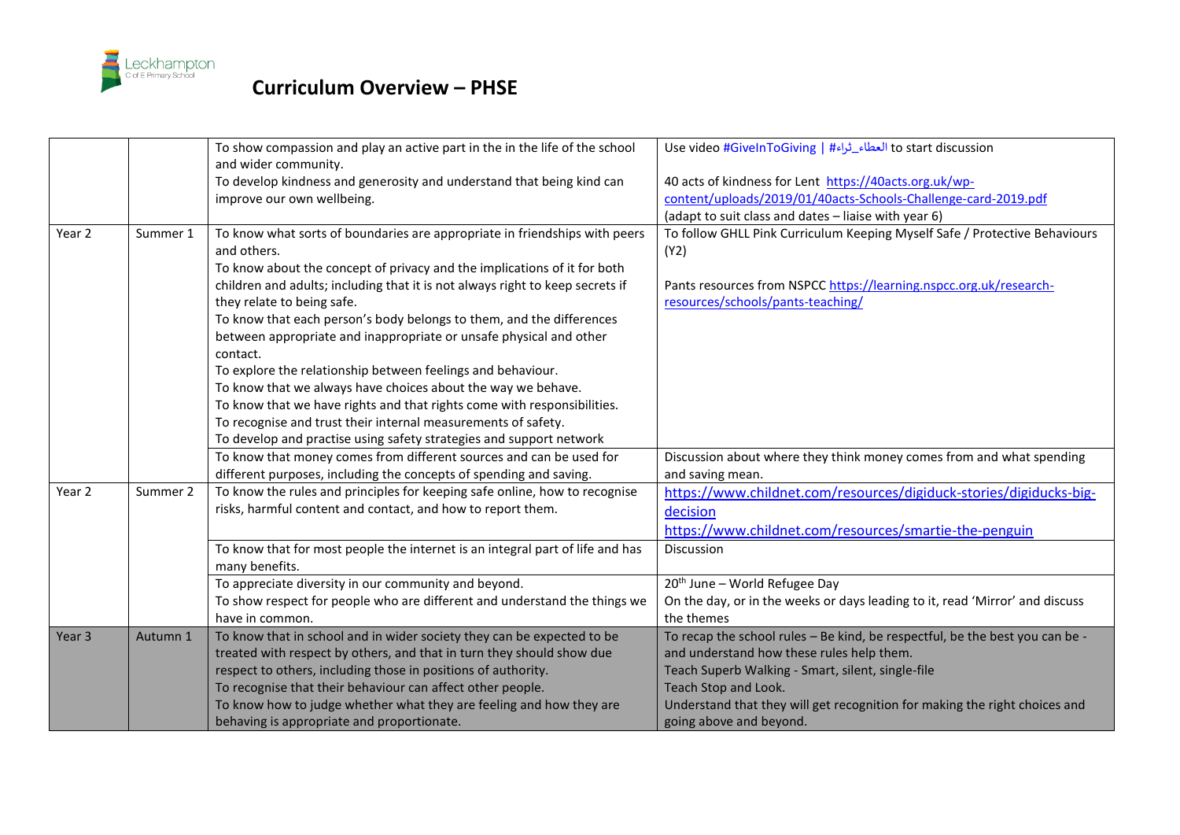# Curriculum Overview – PHSE

| | | | |
|---|---|---|---|
| | | To show compassion and play an active part in the in the life of the school and wider community.<br>To develop kindness and generosity and understand that being kind can improve our own wellbeing. | Use video #GiveInToGiving \| #العطاء_ثراء to start discussion<br><br>40 acts of kindness for Lent https://40acts.org.uk/wp-content/uploads/2019/01/40acts-Schools-Challenge-card-2019.pdf<br>(adapt to suit class and dates – liaise with year 6) |
| Year 2 | Summer 1 | To know what sorts of boundaries are appropriate in friendships with peers and others.<br>To know about the concept of privacy and the implications of it for both children and adults; including that it is not always right to keep secrets if they relate to being safe.<br>To know that each person's body belongs to them, and the differences between appropriate and inappropriate or unsafe physical and other contact.<br>To explore the relationship between feelings and behaviour.<br>To know that we always have choices about the way we behave.<br>To know that we have rights and that rights come with responsibilities.<br>To recognise and trust their internal measurements of safety.<br>To develop and practise using safety strategies and support network | To follow GHLL Pink Curriculum Keeping Myself Safe / Protective Behaviours (Y2)<br><br>Pants resources from NSPCC https://learning.nspcc.org.uk/research-resources/schools/pants-teaching/ |
| | | To know that money comes from different sources and can be used for different purposes, including the concepts of spending and saving. | Discussion about where they think money comes from and what spending and saving mean. |
| Year 2 | Summer 2 | To know the rules and principles for keeping safe online, how to recognise risks, harmful content and contact, and how to report them. | https://www.childnet.com/resources/digiduck-stories/digiducks-big-decision<br>https://www.childnet.com/resources/smartie-the-penguin |
| | | To know that for most people the internet is an integral part of life and has many benefits. | Discussion |
| | | To appreciate diversity in our community and beyond.<br>To show respect for people who are different and understand the things we have in common. | 20th June – World Refugee Day<br>On the day, or in the weeks or days leading to it, read 'Mirror' and discuss the themes |
| Year 3 | Autumn 1 | To know that in school and in wider society they can be expected to be treated with respect by others, and that in turn they should show due respect to others, including those in positions of authority.<br>To recognise that their behaviour can affect other people.<br>To know how to judge whether what they are feeling and how they are behaving is appropriate and proportionate. | To recap the school rules – Be kind, be respectful, be the best you can be - and understand how these rules help them.<br>Teach Superb Walking - Smart, silent, single-file<br>Teach Stop and Look.<br>Understand that they will get recognition for making the right choices and going above and beyond. |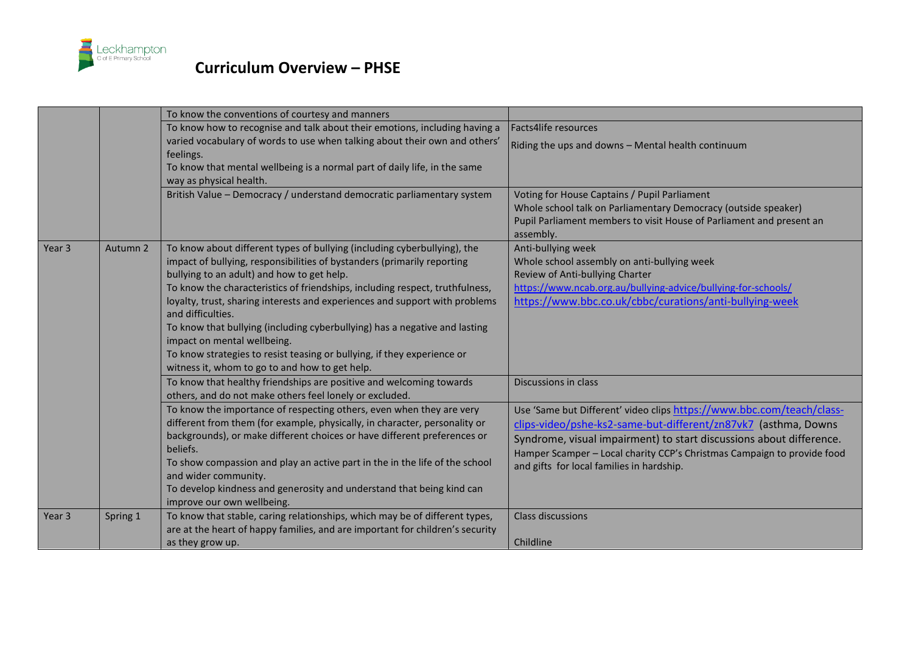# Curriculum Overview – PHSE

| | | | |
|---|---|---|---|
| | | To know the conventions of courtesy and manners | |
| | | To know how to recognise and talk about their emotions, including having a varied vocabulary of words to use when talking about their own and others' feelings.<br>To know that mental wellbeing is a normal part of daily life, in the same way as physical health. | Facts4life resources<br>Riding the ups and downs – Mental health continuum |
| | | British Value – Democracy / understand democratic parliamentary system | Voting for House Captains / Pupil Parliament<br>Whole school talk on Parliamentary Democracy (outside speaker)<br>Pupil Parliament members to visit House of Parliament and present an assembly. |
| Year 3 | Autumn 2 | To know about different types of bullying (including cyberbullying), the impact of bullying, responsibilities of bystanders (primarily reporting bullying to an adult) and how to get help.<br>To know the characteristics of friendships, including respect, truthfulness, loyalty, trust, sharing interests and experiences and support with problems and difficulties.<br>To know that bullying (including cyberbullying) has a negative and lasting impact on mental wellbeing.<br>To know strategies to resist teasing or bullying, if they experience or witness it, whom to go to and how to get help. | Anti-bullying week<br>Whole school assembly on anti-bullying week<br>Review of Anti-bullying Charter<br>https://www.ncab.org.au/bullying-advice/bullying-for-schools/<br>https://www.bbc.co.uk/cbbc/curations/anti-bullying-week |
| | | To know that healthy friendships are positive and welcoming towards others, and do not make others feel lonely or excluded. | Discussions in class |
| | | To know the importance of respecting others, even when they are very different from them (for example, physically, in character, personality or backgrounds), or make different choices or have different preferences or beliefs.<br>To show compassion and play an active part in the in the life of the school and wider community.<br>To develop kindness and generosity and understand that being kind can improve our own wellbeing. | Use 'Same but Different' video clips https://www.bbc.com/teach/class-clips-video/pshe-ks2-same-but-different/zn87vk7 (asthma, Downs Syndrome, visual impairment) to start discussions about difference.<br>Hamper Scamper – Local charity CCP's Christmas Campaign to provide food and gifts for local families in hardship. |
| Year 3 | Spring 1 | To know that stable, caring relationships, which may be of different types, are at the heart of happy families, and are important for children's security as they grow up. | Class discussions<br>Childline |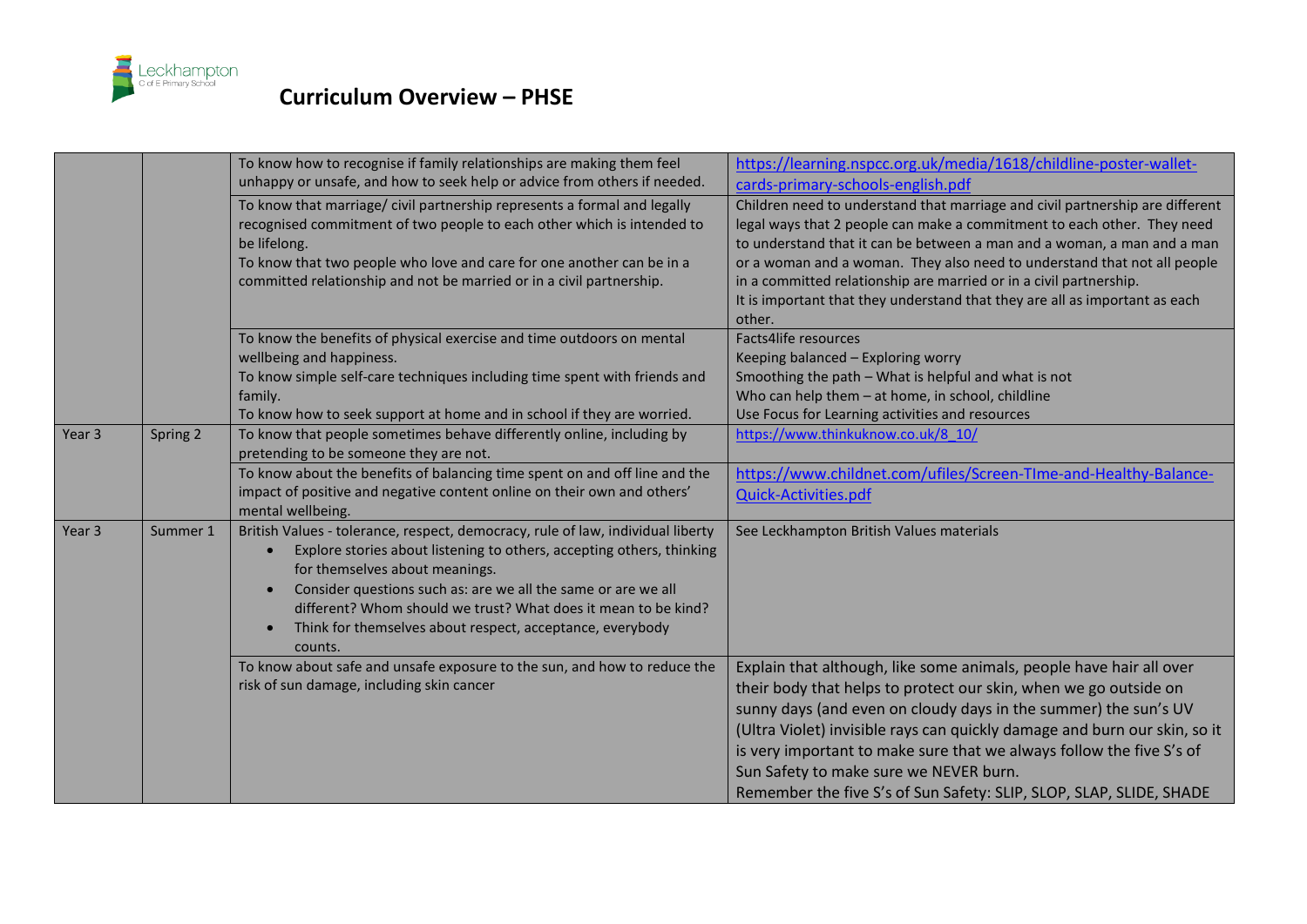# Curriculum Overview – PHSE

| | | | |
|---|---|---|---|
| | | To know how to recognise if family relationships are making them feel unhappy or unsafe, and how to seek help or advice from others if needed. | https://learning.nspcc.org.uk/media/1618/childline-poster-wallet-cards-primary-schools-english.pdf |
| | | To know that marriage/ civil partnership represents a formal and legally recognised commitment of two people to each other which is intended to be lifelong.<br>To know that two people who love and care for one another can be in a committed relationship and not be married or in a civil partnership. | Children need to understand that marriage and civil partnership are different legal ways that 2 people can make a commitment to each other. They need to understand that it can be between a man and a woman, a man and a man or a woman and a woman. They also need to understand that not all people in a committed relationship are married or in a civil partnership.<br>It is important that they understand that they are all as important as each other. |
| | | To know the benefits of physical exercise and time outdoors on mental wellbeing and happiness.<br>To know simple self-care techniques including time spent with friends and family.<br>To know how to seek support at home and in school if they are worried. | Facts4life resources<br>Keeping balanced – Exploring worry<br>Smoothing the path – What is helpful and what is not<br>Who can help them – at home, in school, childline<br>Use Focus for Learning activities and resources |
| Year 3 | Spring 2 | To know that people sometimes behave differently online, including by pretending to be someone they are not. | https://www.thinkuknow.co.uk/8_10/ |
| | | To know about the benefits of balancing time spent on and off line and the impact of positive and negative content online on their own and others' mental wellbeing. | https://www.childnet.com/ufiles/Screen-TIme-and-Healthy-Balance-Quick-Activities.pdf |
| Year 3 | Summer 1 | British Values - tolerance, respect, democracy, rule of law, individual liberty<br>• Explore stories about listening to others, accepting others, thinking for themselves about meanings.<br>• Consider questions such as: are we all the same or are we all different? Whom should we trust? What does it mean to be kind?<br>• Think for themselves about respect, acceptance, everybody counts. | See Leckhampton British Values materials |
| | | To know about safe and unsafe exposure to the sun, and how to reduce the risk of sun damage, including skin cancer | Explain that although, like some animals, people have hair all over their body that helps to protect our skin, when we go outside on sunny days (and even on cloudy days in the summer) the sun's UV (Ultra Violet) invisible rays can quickly damage and burn our skin, so it is very important to make sure that we always follow the five S's of Sun Safety to make sure we NEVER burn.<br>Remember the five S's of Sun Safety: SLIP, SLOP, SLAP, SLIDE, SHADE |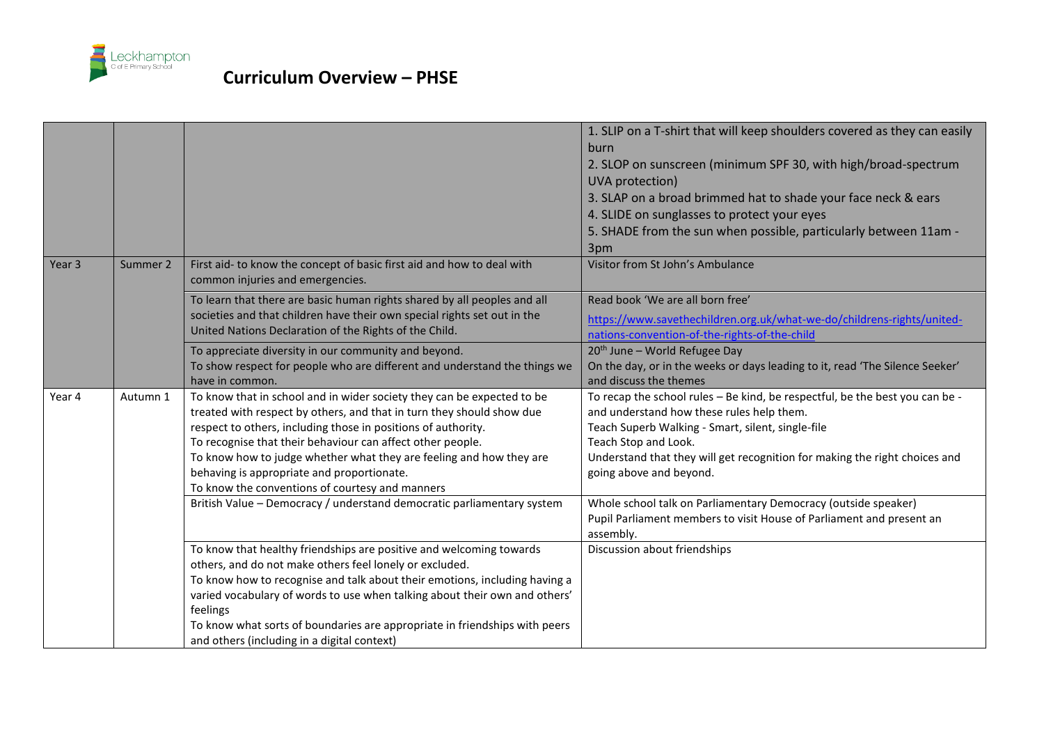# Curriculum Overview – PHSE

| | | | |
|---|---|---|---|
| | | | 1. SLIP on a T-shirt that will keep shoulders covered as they can easily burn<br>2. SLOP on sunscreen (minimum SPF 30, with high/broad-spectrum UVA protection)<br>3. SLAP on a broad brimmed hat to shade your face neck & ears<br>4. SLIDE on sunglasses to protect your eyes<br>5. SHADE from the sun when possible, particularly between 11am - 3pm |
| Year 3 | Summer 2 | First aid- to know the concept of basic first aid and how to deal with common injuries and emergencies. | Visitor from St John's Ambulance |
| | | To learn that there are basic human rights shared by all peoples and all societies and that children have their own special rights set out in the United Nations Declaration of the Rights of the Child. | Read book 'We are all born free'<br>https://www.savethechildren.org.uk/what-we-do/childrens-rights/united-nations-convention-of-the-rights-of-the-child |
| | | To appreciate diversity in our community and beyond.<br>To show respect for people who are different and understand the things we have in common. | 20th June – World Refugee Day<br>On the day, or in the weeks or days leading to it, read 'The Silence Seeker' and discuss the themes |
| Year 4 | Autumn 1 | To know that in school and in wider society they can be expected to be treated with respect by others, and that in turn they should show due respect to others, including those in positions of authority.<br>To recognise that their behaviour can affect other people.<br>To know how to judge whether what they are feeling and how they are behaving is appropriate and proportionate.<br>To know the conventions of courtesy and manners | To recap the school rules – Be kind, be respectful, be the best you can be - and understand how these rules help them.<br>Teach Superb Walking - Smart, silent, single-file<br>Teach Stop and Look.<br>Understand that they will get recognition for making the right choices and going above and beyond. |
| | | British Value – Democracy / understand democratic parliamentary system | Whole school talk on Parliamentary Democracy (outside speaker)<br>Pupil Parliament members to visit House of Parliament and present an assembly. |
| | | To know that healthy friendships are positive and welcoming towards others, and do not make others feel lonely or excluded.<br>To know how to recognise and talk about their emotions, including having a varied vocabulary of words to use when talking about their own and others' feelings<br>To know what sorts of boundaries are appropriate in friendships with peers and others (including in a digital context) | Discussion about friendships |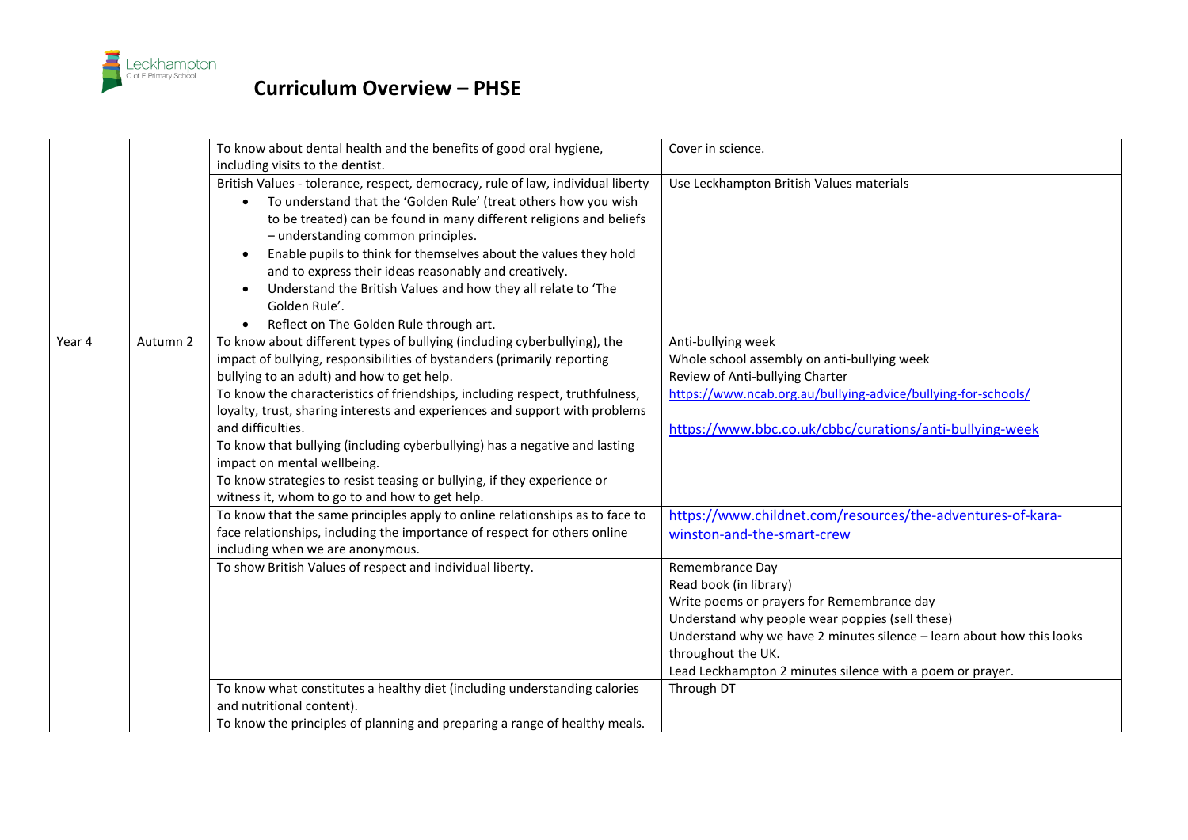# Curriculum Overview – PHSE

| | | | |
|---|---|---|---|
| | | To know about dental health and the benefits of good oral hygiene, including visits to the dentist. | Cover in science. |
| | | British Values - tolerance, respect, democracy, rule of law, individual liberty<br>• To understand that the 'Golden Rule' (treat others how you wish to be treated) can be found in many different religions and beliefs – understanding common principles.<br>• Enable pupils to think for themselves about the values they hold and to express their ideas reasonably and creatively.<br>• Understand the British Values and how they all relate to 'The Golden Rule'.<br>• Reflect on The Golden Rule through art. | Use Leckhampton British Values materials |
| Year 4 | Autumn 2 | To know about different types of bullying (including cyberbullying), the impact of bullying, responsibilities of bystanders (primarily reporting bullying to an adult) and how to get help.<br>To know the characteristics of friendships, including respect, truthfulness, loyalty, trust, sharing interests and experiences and support with problems and difficulties.<br>To know that bullying (including cyberbullying) has a negative and lasting impact on mental wellbeing.<br>To know strategies to resist teasing or bullying, if they experience or witness it, whom to go to and how to get help. | Anti-bullying week<br>Whole school assembly on anti-bullying week<br>Review of Anti-bullying Charter<br>https://www.ncab.org.au/bullying-advice/bullying-for-schools/<br><br>https://www.bbc.co.uk/cbbc/curations/anti-bullying-week |
| | | To know that the same principles apply to online relationships as to face to face relationships, including the importance of respect for others online including when we are anonymous. | https://www.childnet.com/resources/the-adventures-of-kara-winston-and-the-smart-crew |
| | | To show British Values of respect and individual liberty. | Remembrance Day<br>Read book (in library)<br>Write poems or prayers for Remembrance day<br>Understand why people wear poppies (sell these)<br>Understand why we have 2 minutes silence – learn about how this looks throughout the UK.<br>Lead Leckhampton 2 minutes silence with a poem or prayer. |
| | | To know what constitutes a healthy diet (including understanding calories and nutritional content).<br>To know the principles of planning and preparing a range of healthy meals. | Through DT |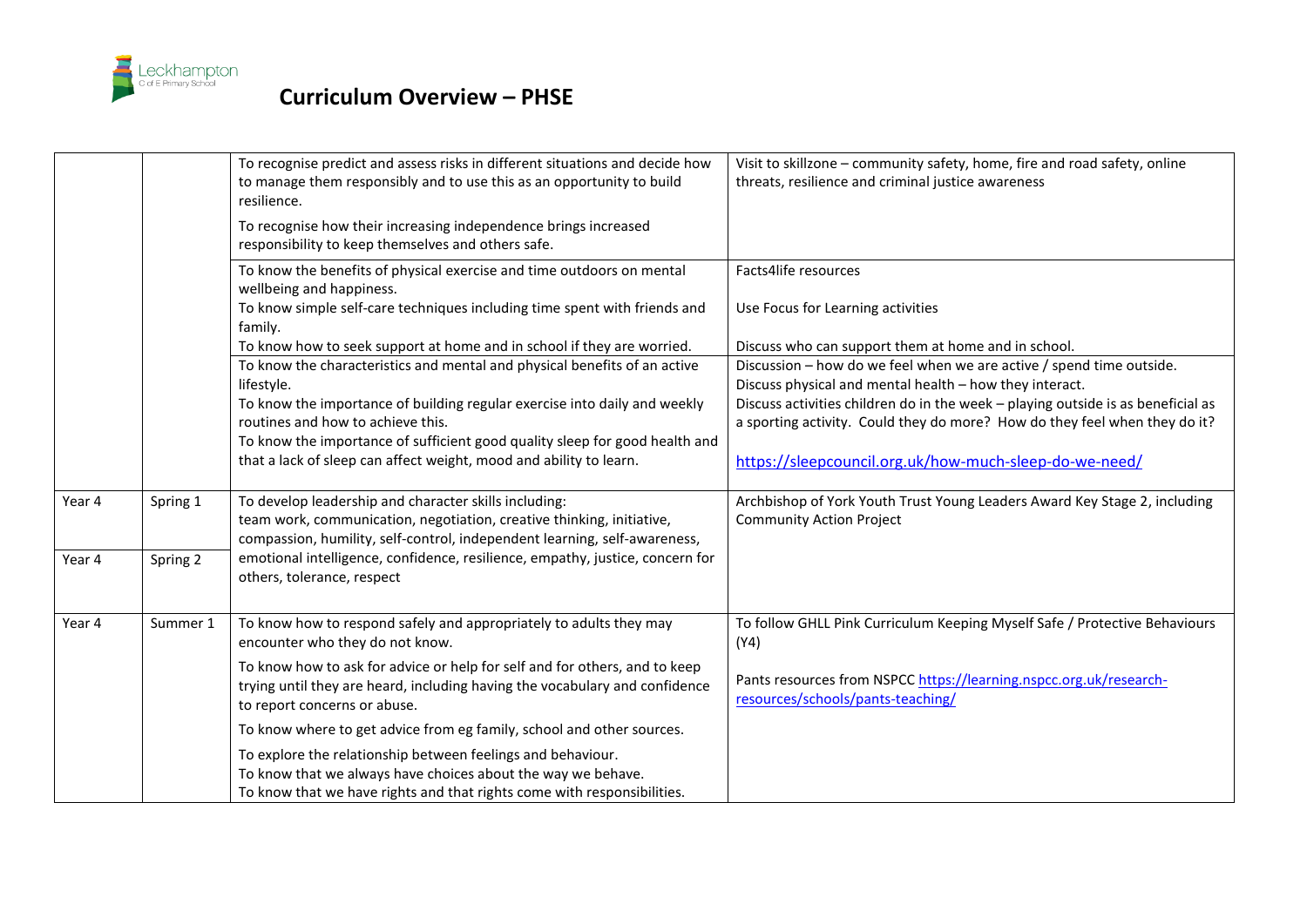# Curriculum Overview – PHSE

| | | | |
|---|---|---|---|
| | | To recognise predict and assess risks in different situations and decide how to manage them responsibly and to use this as an opportunity to build resilience.<br><br>To recognise how their increasing independence brings increased responsibility to keep themselves and others safe. | Visit to skillzone – community safety, home, fire and road safety, online threats, resilience and criminal justice awareness |
| | | To know the benefits of physical exercise and time outdoors on mental wellbeing and happiness.<br>To know simple self-care techniques including time spent with friends and family.<br>To know how to seek support at home and in school if they are worried. | Facts4life resources<br><br>Use Focus for Learning activities<br><br>Discuss who can support them at home and in school. |
| | | To know the characteristics and mental and physical benefits of an active lifestyle.<br>To know the importance of building regular exercise into daily and weekly routines and how to achieve this.<br>To know the importance of sufficient good quality sleep for good health and that a lack of sleep can affect weight, mood and ability to learn. | Discussion – how do we feel when we are active / spend time outside.<br>Discuss physical and mental health – how they interact.<br>Discuss activities children do in the week – playing outside is as beneficial as a sporting activity. Could they do more? How do they feel when they do it?<br><br>https://sleepcouncil.org.uk/how-much-sleep-do-we-need/ |
| Year 4 | Spring 1 | To develop leadership and character skills including:<br>team work, communication, negotiation, creative thinking, initiative, compassion, humility, self-control, independent learning, self-awareness, emotional intelligence, confidence, resilience, empathy, justice, concern for others, tolerance, respect | Archbishop of York Youth Trust Young Leaders Award Key Stage 2, including Community Action Project |
| Year 4 | Spring 2 | | |
| Year 4 | Summer 1 | To know how to respond safely and appropriately to adults they may encounter who they do not know.<br><br>To know how to ask for advice or help for self and for others, and to keep trying until they are heard, including having the vocabulary and confidence to report concerns or abuse.<br><br>To know where to get advice from eg family, school and other sources.<br><br>To explore the relationship between feelings and behaviour.<br>To know that we always have choices about the way we behave.<br>To know that we have rights and that rights come with responsibilities. | To follow GHLL Pink Curriculum Keeping Myself Safe / Protective Behaviours (Y4)<br><br>Pants resources from NSPCC https://learning.nspcc.org.uk/research-resources/schools/pants-teaching/ |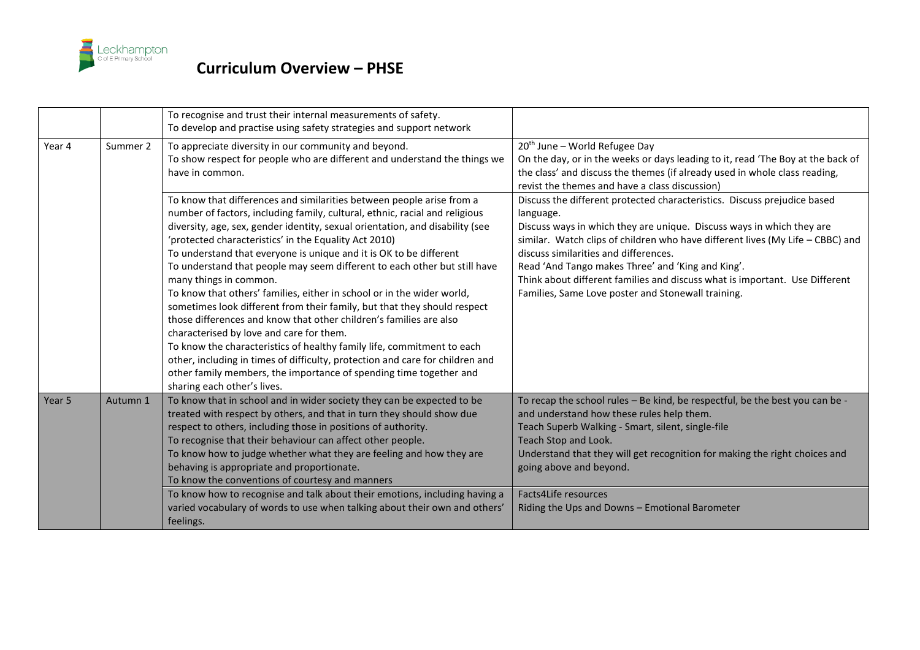# Curriculum Overview – PHSE

| | | | |
|---|---|---|---|
| | | To recognise and trust their internal measurements of safety.<br>To develop and practise using safety strategies and support network | |
| Year 4 | Summer 2 | To appreciate diversity in our community and beyond.<br>To show respect for people who are different and understand the things we have in common. | 20th June – World Refugee Day<br>On the day, or in the weeks or days leading to it, read 'The Boy at the back of the class' and discuss the themes (if already used in whole class reading, revist the themes and have a class discussion) |
| | | To know that differences and similarities between people arise from a number of factors, including family, cultural, ethnic, racial and religious diversity, age, sex, gender identity, sexual orientation, and disability (see 'protected characteristics' in the Equality Act 2010)<br>To understand that everyone is unique and it is OK to be different<br>To understand that people may seem different to each other but still have many things in common.<br>To know that others' families, either in school or in the wider world, sometimes look different from their family, but that they should respect those differences and know that other children's families are also characterised by love and care for them.<br>To know the characteristics of healthy family life, commitment to each other, including in times of difficulty, protection and care for children and other family members, the importance of spending time together and sharing each other's lives. | Discuss the different protected characteristics. Discuss prejudice based language.<br>Discuss ways in which they are unique. Discuss ways in which they are similar. Watch clips of children who have different lives (My Life – CBBC) and discuss similarities and differences.<br>Read 'And Tango makes Three' and 'King and King'.<br>Think about different families and discuss what is important. Use Different Families, Same Love poster and Stonewall training. |
| Year 5 | Autumn 1 | To know that in school and in wider society they can be expected to be treated with respect by others, and that in turn they should show due respect to others, including those in positions of authority.<br>To recognise that their behaviour can affect other people.<br>To know how to judge whether what they are feeling and how they are behaving is appropriate and proportionate.<br>To know the conventions of courtesy and manners | To recap the school rules – Be kind, be respectful, be the best you can be - and understand how these rules help them.<br>Teach Superb Walking - Smart, silent, single-file<br>Teach Stop and Look.<br>Understand that they will get recognition for making the right choices and going above and beyond. |
| | | To know how to recognise and talk about their emotions, including having a varied vocabulary of words to use when talking about their own and others' feelings. | Facts4Life resources<br>Riding the Ups and Downs – Emotional Barometer |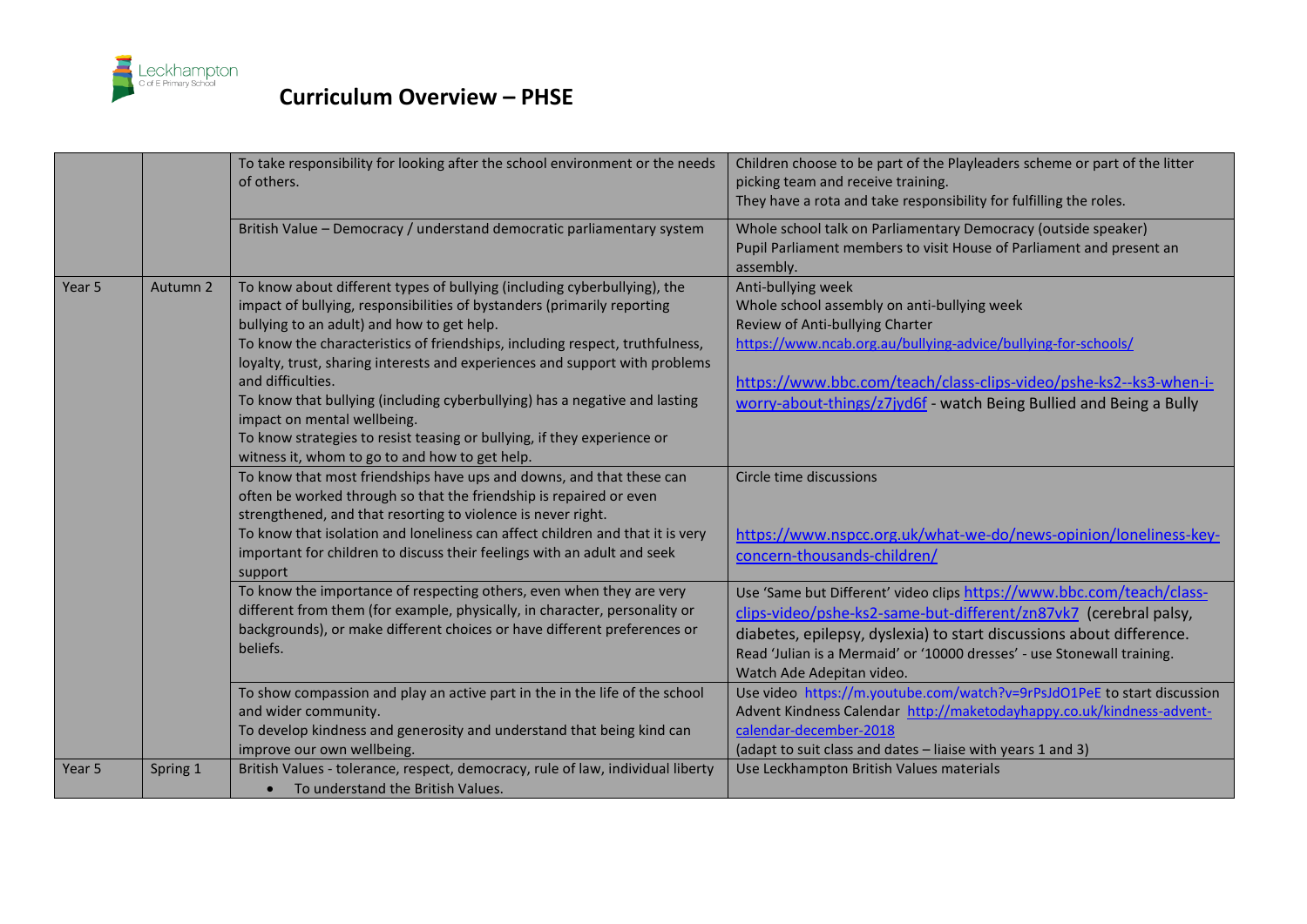# Curriculum Overview – PHSE

| | | | |
|---|---|---|---|
| | | To take responsibility for looking after the school environment or the needs of others. | Children choose to be part of the Playleaders scheme or part of the litter picking team and receive training.<br>They have a rota and take responsibility for fulfilling the roles. |
| | | British Value – Democracy / understand democratic parliamentary system | Whole school talk on Parliamentary Democracy (outside speaker)<br>Pupil Parliament members to visit House of Parliament and present an assembly. |
| Year 5 | Autumn 2 | To know about different types of bullying (including cyberbullying), the impact of bullying, responsibilities of bystanders (primarily reporting bullying to an adult) and how to get help.<br>To know the characteristics of friendships, including respect, truthfulness, loyalty, trust, sharing interests and experiences and support with problems and difficulties.<br>To know that bullying (including cyberbullying) has a negative and lasting impact on mental wellbeing.<br>To know strategies to resist teasing or bullying, if they experience or witness it, whom to go to and how to get help. | Anti-bullying week<br>Whole school assembly on anti-bullying week<br>Review of Anti-bullying Charter<br>https://www.ncab.org.au/bullying-advice/bullying-for-schools/<br><br>https://www.bbc.com/teach/class-clips-video/pshe-ks2--ks3-when-i-worry-about-things/z7jyd6f - watch Being Bullied and Being a Bully |
| | | To know that most friendships have ups and downs, and that these can often be worked through so that the friendship is repaired or even strengthened, and that resorting to violence is never right.<br>To know that isolation and loneliness can affect children and that it is very important for children to discuss their feelings with an adult and seek support | Circle time discussions<br><br>https://www.nspcc.org.uk/what-we-do/news-opinion/loneliness-key-concern-thousands-children/ |
| | | To know the importance of respecting others, even when they are very different from them (for example, physically, in character, personality or backgrounds), or make different choices or have different preferences or beliefs. | Use 'Same but Different' video clips https://www.bbc.com/teach/class-clips-video/pshe-ks2-same-but-different/zn87vk7 (cerebral palsy, diabetes, epilepsy, dyslexia) to start discussions about difference.<br>Read 'Julian is a Mermaid' or '10000 dresses' - use Stonewall training.<br>Watch Ade Adepitan video. |
| | | To show compassion and play an active part in the in the life of the school and wider community.<br>To develop kindness and generosity and understand that being kind can improve our own wellbeing. | Use video https://m.youtube.com/watch?v=9rPsJdO1PeE to start discussion<br>Advent Kindness Calendar http://maketodayhappy.co.uk/kindness-advent-calendar-december-2018<br>(adapt to suit class and dates – liaise with years 1 and 3) |
| Year 5 | Spring 1 | British Values - tolerance, respect, democracy, rule of law, individual liberty<br>• To understand the British Values. | Use Leckhampton British Values materials |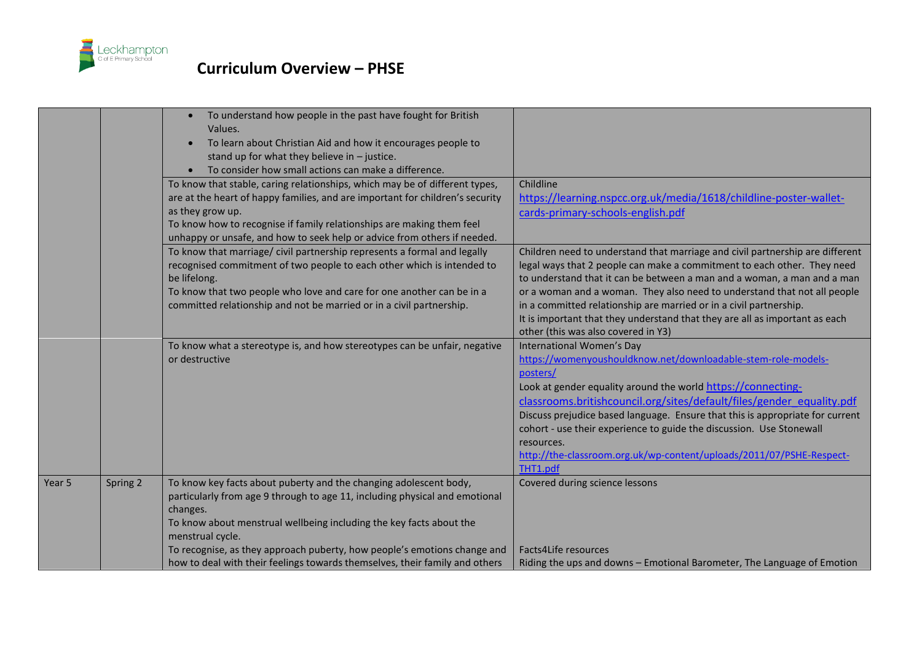# Curriculum Overview – PHSE

| | | | |
|---|---|---|---|
| | | • To understand how people in the past have fought for British Values.<br>• To learn about Christian Aid and how it encourages people to stand up for what they believe in – justice.<br>• To consider how small actions can make a difference. | |
| | | To know that stable, caring relationships, which may be of different types, are at the heart of happy families, and are important for children's security as they grow up.<br>To know how to recognise if family relationships are making them feel unhappy or unsafe, and how to seek help or advice from others if needed. | Childline<br>https://learning.nspcc.org.uk/media/1618/childline-poster-wallet-cards-primary-schools-english.pdf |
| | | To know that marriage/ civil partnership represents a formal and legally recognised commitment of two people to each other which is intended to be lifelong.<br>To know that two people who love and care for one another can be in a committed relationship and not be married or in a civil partnership. | Children need to understand that marriage and civil partnership are different legal ways that 2 people can make a commitment to each other. They need to understand that it can be between a man and a woman, a man and a man or a woman and a woman. They also need to understand that not all people in a committed relationship are married or in a civil partnership.<br>It is important that they understand that they are all as important as each other (this was also covered in Y3) |
| | | To know what a stereotype is, and how stereotypes can be unfair, negative or destructive | International Women's Day<br>https://womenyoushouldknow.net/downloadable-stem-role-models-posters/<br>Look at gender equality around the world https://connecting-classrooms.britishcouncil.org/sites/default/files/gender_equality.pdf<br>Discuss prejudice based language. Ensure that this is appropriate for current cohort - use their experience to guide the discussion. Use Stonewall resources.<br>http://the-classroom.org.uk/wp-content/uploads/2011/07/PSHE-Respect-THT1.pdf |
| Year 5 | Spring 2 | To know key facts about puberty and the changing adolescent body, particularly from age 9 through to age 11, including physical and emotional changes.<br>To know about menstrual wellbeing including the key facts about the menstrual cycle.<br>To recognise, as they approach puberty, how people's emotions change and how to deal with their feelings towards themselves, their family and others | Covered during science lessons<br><br>Facts4Life resources<br>Riding the ups and downs – Emotional Barometer, The Language of Emotion |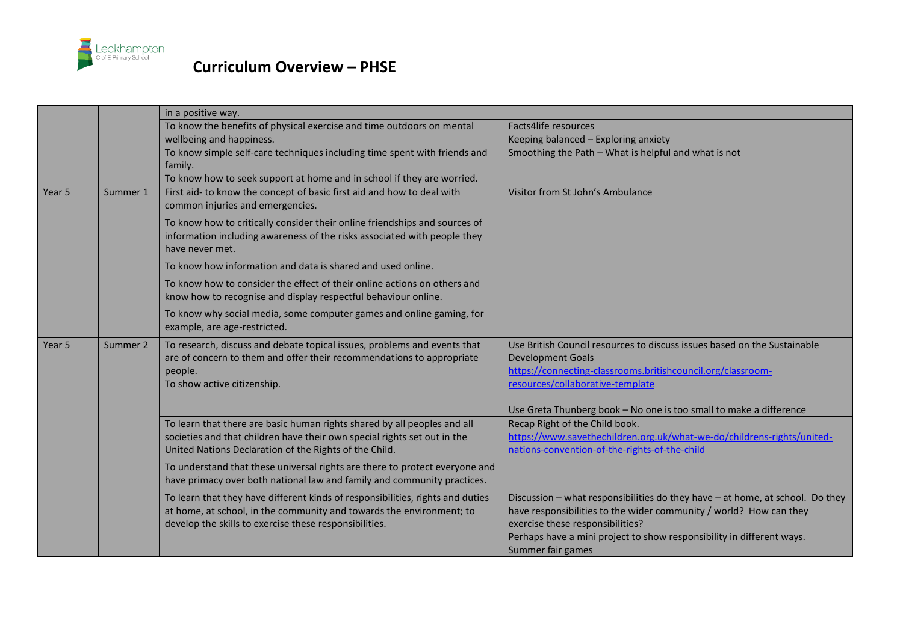# Curriculum Overview – PHSE

| | | | |
|---|---|---|---|
| | | in a positive way. | |
| | | To know the benefits of physical exercise and time outdoors on mental wellbeing and happiness.<br>To know simple self-care techniques including time spent with friends and family.<br>To know how to seek support at home and in school if they are worried. | Facts4life resources<br>Keeping balanced – Exploring anxiety<br>Smoothing the Path – What is helpful and what is not |
| Year 5 | Summer 1 | First aid- to know the concept of basic first aid and how to deal with common injuries and emergencies. | Visitor from St John's Ambulance |
| | | To know how to critically consider their online friendships and sources of information including awareness of the risks associated with people they have never met.<br>To know how information and data is shared and used online. | |
| | | To know how to consider the effect of their online actions on others and know how to recognise and display respectful behaviour online.<br>To know why social media, some computer games and online gaming, for example, are age-restricted. | |
| Year 5 | Summer 2 | To research, discuss and debate topical issues, problems and events that are of concern to them and offer their recommendations to appropriate people.<br>To show active citizenship. | Use British Council resources to discuss issues based on the Sustainable Development Goals<br>https://connecting-classrooms.britishcouncil.org/classroom-resources/collaborative-template<br><br>Use Greta Thunberg book – No one is too small to make a difference |
| | | To learn that there are basic human rights shared by all peoples and all societies and that children have their own special rights set out in the United Nations Declaration of the Rights of the Child.<br>To understand that these universal rights are there to protect everyone and have primacy over both national law and family and community practices. | Recap Right of the Child book.<br>https://www.savethechildren.org.uk/what-we-do/childrens-rights/united-nations-convention-of-the-rights-of-the-child |
| | | To learn that they have different kinds of responsibilities, rights and duties at home, at school, in the community and towards the environment; to develop the skills to exercise these responsibilities. | Discussion – what responsibilities do they have – at home, at school. Do they have responsibilities to the wider community / world? How can they exercise these responsibilities?<br>Perhaps have a mini project to show responsibility in different ways.<br>Summer fair games |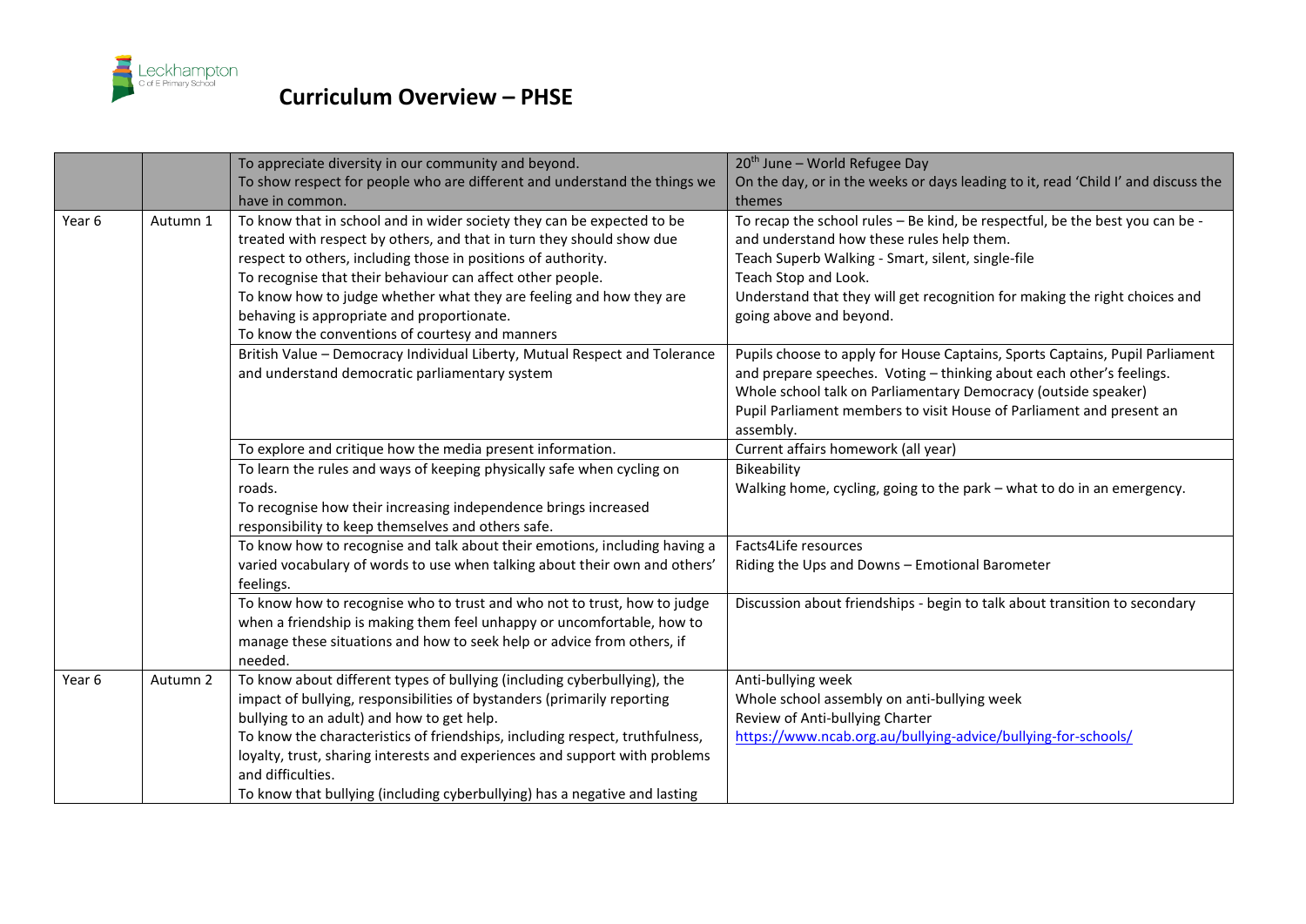# Curriculum Overview – PHSE

| | | | |
|---|---|---|---|
| | | To appreciate diversity in our community and beyond.<br>To show respect for people who are different and understand the things we have in common. | 20th June – World Refugee Day<br>On the day, or in the weeks or days leading to it, read 'Child I' and discuss the themes |
| Year 6 | Autumn 1 | To know that in school and in wider society they can be expected to be treated with respect by others, and that in turn they should show due respect to others, including those in positions of authority.<br>To recognise that their behaviour can affect other people.<br>To know how to judge whether what they are feeling and how they are behaving is appropriate and proportionate.<br>To know the conventions of courtesy and manners | To recap the school rules – Be kind, be respectful, be the best you can be - and understand how these rules help them.<br>Teach Superb Walking - Smart, silent, single-file<br>Teach Stop and Look.<br>Understand that they will get recognition for making the right choices and going above and beyond. |
| | | British Value – Democracy Individual Liberty, Mutual Respect and Tolerance and understand democratic parliamentary system | Pupils choose to apply for House Captains, Sports Captains, Pupil Parliament and prepare speeches. Voting – thinking about each other's feelings.<br>Whole school talk on Parliamentary Democracy (outside speaker)<br>Pupil Parliament members to visit House of Parliament and present an assembly. |
| | | To explore and critique how the media present information. | Current affairs homework (all year) |
| | | To learn the rules and ways of keeping physically safe when cycling on roads.<br>To recognise how their increasing independence brings increased responsibility to keep themselves and others safe. | Bikeability<br>Walking home, cycling, going to the park – what to do in an emergency. |
| | | To know how to recognise and talk about their emotions, including having a varied vocabulary of words to use when talking about their own and others' feelings. | Facts4Life resources<br>Riding the Ups and Downs – Emotional Barometer |
| | | To know how to recognise who to trust and who not to trust, how to judge when a friendship is making them feel unhappy or uncomfortable, how to manage these situations and how to seek help or advice from others, if needed. | Discussion about friendships - begin to talk about transition to secondary |
| Year 6 | Autumn 2 | To know about different types of bullying (including cyberbullying), the impact of bullying, responsibilities of bystanders (primarily reporting bullying to an adult) and how to get help.<br>To know the characteristics of friendships, including respect, truthfulness, loyalty, trust, sharing interests and experiences and support with problems and difficulties.<br>To know that bullying (including cyberbullying) has a negative and lasting | Anti-bullying week<br>Whole school assembly on anti-bullying week<br>Review of Anti-bullying Charter<br>https://www.ncab.org.au/bullying-advice/bullying-for-schools/ |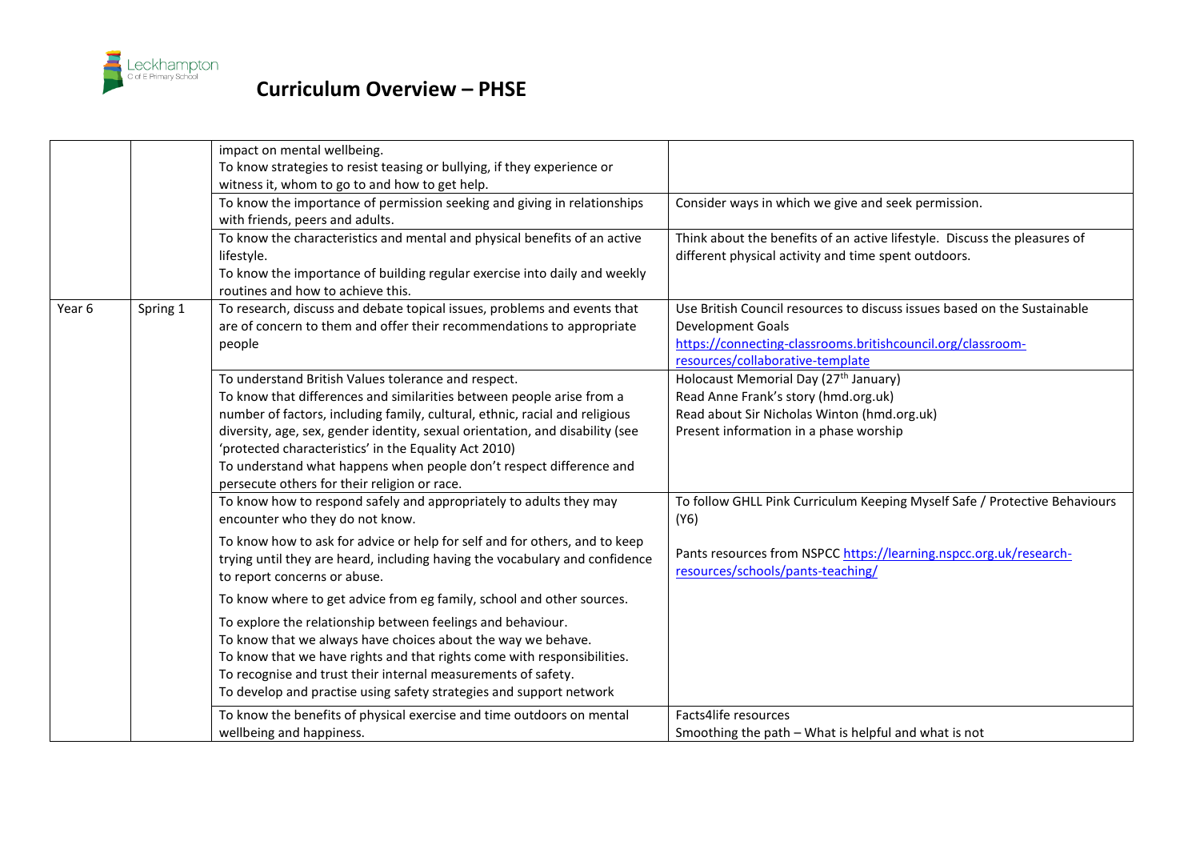# Curriculum Overview – PHSE

| | | | |
|---|---|---|---|
| | | impact on mental wellbeing.<br>To know strategies to resist teasing or bullying, if they experience or witness it, whom to go to and how to get help. | |
| | | To know the importance of permission seeking and giving in relationships with friends, peers and adults. | Consider ways in which we give and seek permission. |
| | | To know the characteristics and mental and physical benefits of an active lifestyle.<br>To know the importance of building regular exercise into daily and weekly routines and how to achieve this. | Think about the benefits of an active lifestyle. Discuss the pleasures of different physical activity and time spent outdoors. |
| Year 6 | Spring 1 | To research, discuss and debate topical issues, problems and events that are of concern to them and offer their recommendations to appropriate people | Use British Council resources to discuss issues based on the Sustainable Development Goals<br>https://connecting-classrooms.britishcouncil.org/classroom-resources/collaborative-template |
| | | To understand British Values tolerance and respect.<br>To know that differences and similarities between people arise from a number of factors, including family, cultural, ethnic, racial and religious diversity, age, sex, gender identity, sexual orientation, and disability (see 'protected characteristics' in the Equality Act 2010)<br>To understand what happens when people don't respect difference and persecute others for their religion or race. | Holocaust Memorial Day (27th January)<br>Read Anne Frank's story (hmd.org.uk)<br>Read about Sir Nicholas Winton (hmd.org.uk)<br>Present information in a phase worship |
| | | To know how to respond safely and appropriately to adults they may encounter who they do not know.<br><br>To know how to ask for advice or help for self and for others, and to keep trying until they are heard, including having the vocabulary and confidence to report concerns or abuse.<br><br>To know where to get advice from eg family, school and other sources.<br><br>To explore the relationship between feelings and behaviour.<br>To know that we always have choices about the way we behave.<br>To know that we have rights and that rights come with responsibilities.<br>To recognise and trust their internal measurements of safety.<br>To develop and practise using safety strategies and support network | To follow GHLL Pink Curriculum Keeping Myself Safe / Protective Behaviours (Y6)<br><br>Pants resources from NSPCC https://learning.nspcc.org.uk/research-resources/schools/pants-teaching/ |
| | | To know the benefits of physical exercise and time outdoors on mental wellbeing and happiness. | Facts4life resources<br>Smoothing the path – What is helpful and what is not |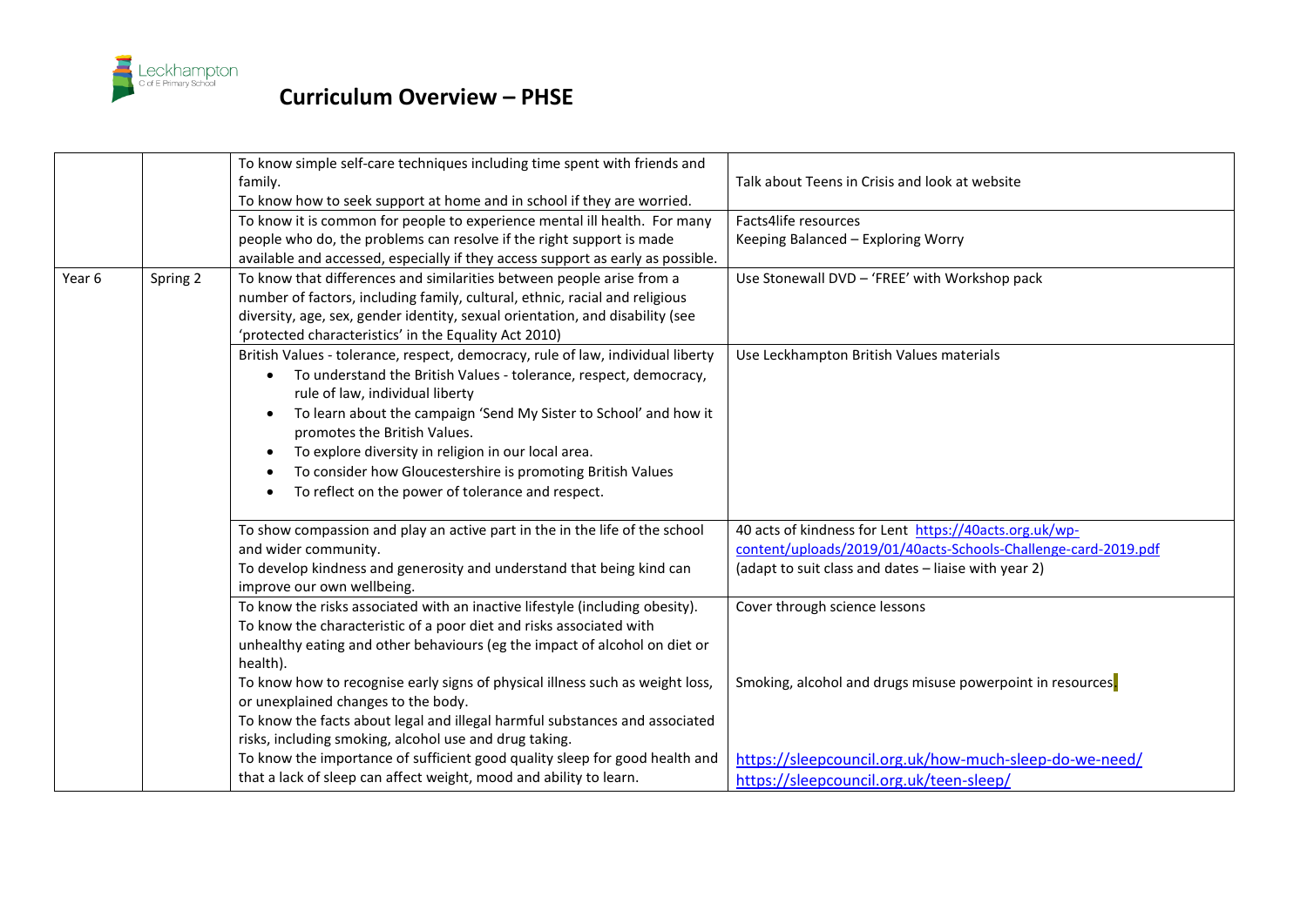# Curriculum Overview – PHSE

| | | | |
|---|---|---|---|
| | | To know simple self-care techniques including time spent with friends and family.<br>To know how to seek support at home and in school if they are worried. | Talk about Teens in Crisis and look at website |
| | | To know it is common for people to experience mental ill health. For many people who do, the problems can resolve if the right support is made available and accessed, especially if they access support as early as possible. | Facts4life resources<br>Keeping Balanced – Exploring Worry |
| Year 6 | Spring 2 | To know that differences and similarities between people arise from a number of factors, including family, cultural, ethnic, racial and religious diversity, age, sex, gender identity, sexual orientation, and disability (see 'protected characteristics' in the Equality Act 2010) | Use Stonewall DVD – 'FREE' with Workshop pack |
| | | British Values - tolerance, respect, democracy, rule of law, individual liberty<br>• To understand the British Values - tolerance, respect, democracy, rule of law, individual liberty<br>• To learn about the campaign 'Send My Sister to School' and how it promotes the British Values.<br>• To explore diversity in religion in our local area.<br>• To consider how Gloucestershire is promoting British Values<br>• To reflect on the power of tolerance and respect. | Use Leckhampton British Values materials |
| | | To show compassion and play an active part in the in the life of the school and wider community.<br>To develop kindness and generosity and understand that being kind can improve our own wellbeing. | 40 acts of kindness for Lent https://40acts.org.uk/wp-content/uploads/2019/01/40acts-Schools-Challenge-card-2019.pdf<br>(adapt to suit class and dates – liaise with year 2) |
| | | To know the risks associated with an inactive lifestyle (including obesity).<br>To know the characteristic of a poor diet and risks associated with unhealthy eating and other behaviours (eg the impact of alcohol on diet or health).<br>To know how to recognise early signs of physical illness such as weight loss, or unexplained changes to the body.<br>To know the facts about legal and illegal harmful substances and associated risks, including smoking, alcohol use and drug taking.<br>To know the importance of sufficient good quality sleep for good health and that a lack of sleep can affect weight, mood and ability to learn. | Cover through science lessons<br><br>Smoking, alcohol and drugs misuse powerpoint in resources.<br><br>https://sleepcouncil.org.uk/how-much-sleep-do-we-need/<br>https://sleepcouncil.org.uk/teen-sleep/ |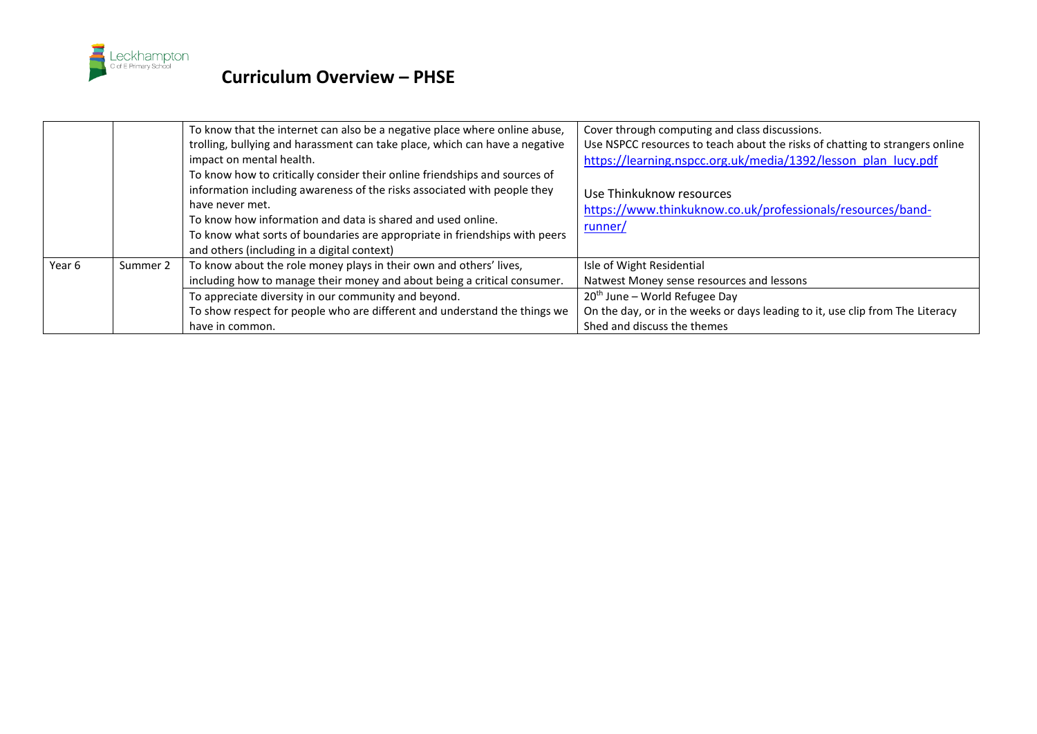# Curriculum Overview – PHSE

| | | | |
|---|---|---|---|
| | | To know that the internet can also be a negative place where online abuse, trolling, bullying and harassment can take place, which can have a negative impact on mental health.<br>To know how to critically consider their online friendships and sources of information including awareness of the risks associated with people they have never met.<br>To know how information and data is shared and used online.<br>To know what sorts of boundaries are appropriate in friendships with peers and others (including in a digital context) | Cover through computing and class discussions.<br>Use NSPCC resources to teach about the risks of chatting to strangers online<br>https://learning.nspcc.org.uk/media/1392/lesson_plan_lucy.pdf<br><br>Use Thinkuknow resources<br>https://www.thinkuknow.co.uk/professionals/resources/band-runner/ |
| Year 6 | Summer 2 | To know about the role money plays in their own and others' lives, including how to manage their money and about being a critical consumer. | Isle of Wight Residential<br>Natwest Money sense resources and lessons |
| | | To appreciate diversity in our community and beyond.<br>To show respect for people who are different and understand the things we have in common. | 20th June – World Refugee Day<br>On the day, or in the weeks or days leading to it, use clip from The Literacy Shed and discuss the themes |